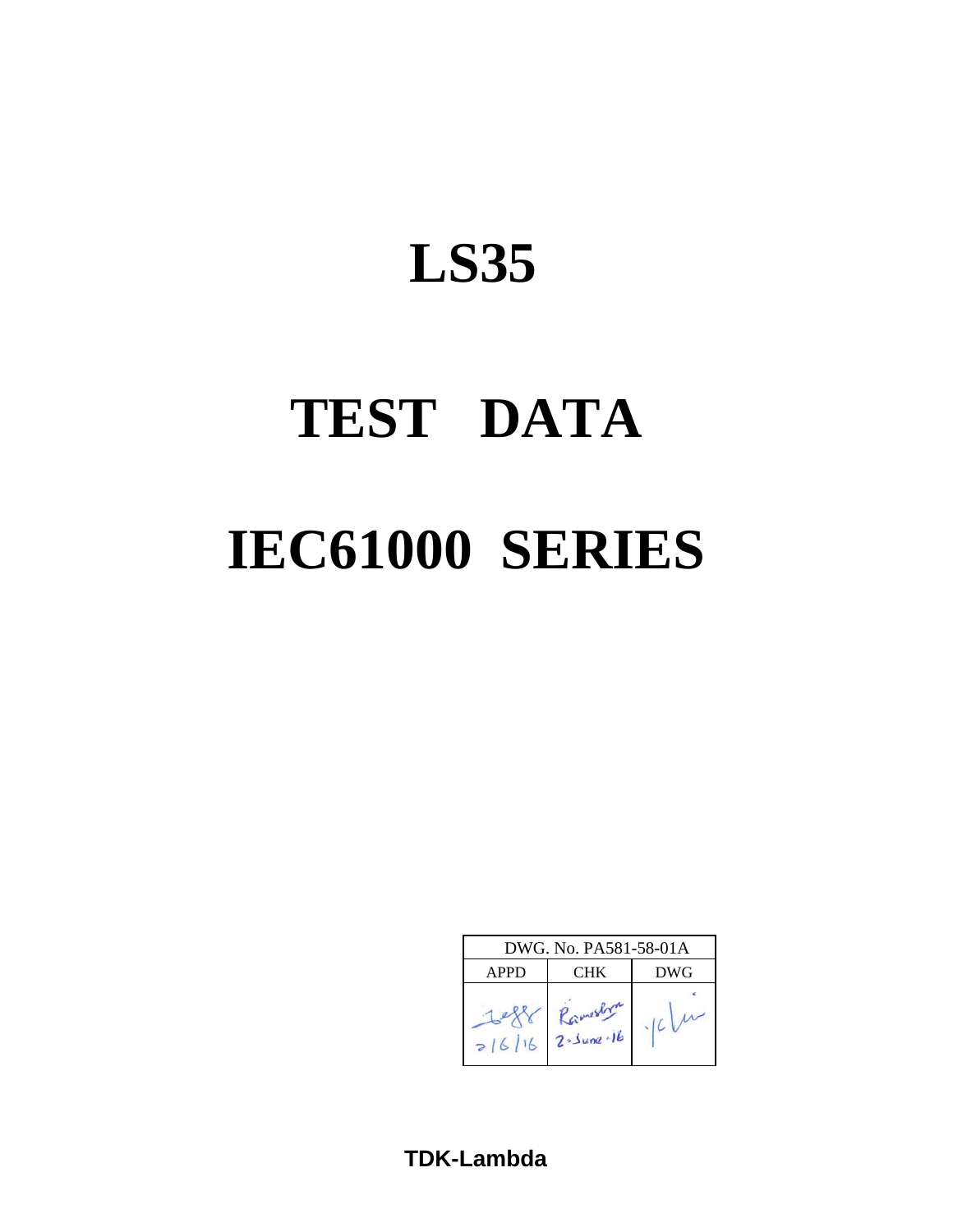# LS35

# TEST DATA

# IEC61000 SERIES

| DWG. No. PA581-58-01A | | |
|---|---|---|
| APPD | CHK | DWG |
| Jeff 2/6/16 | Rameshm 2-June-16 | ycLu |

**TDK-Lambda**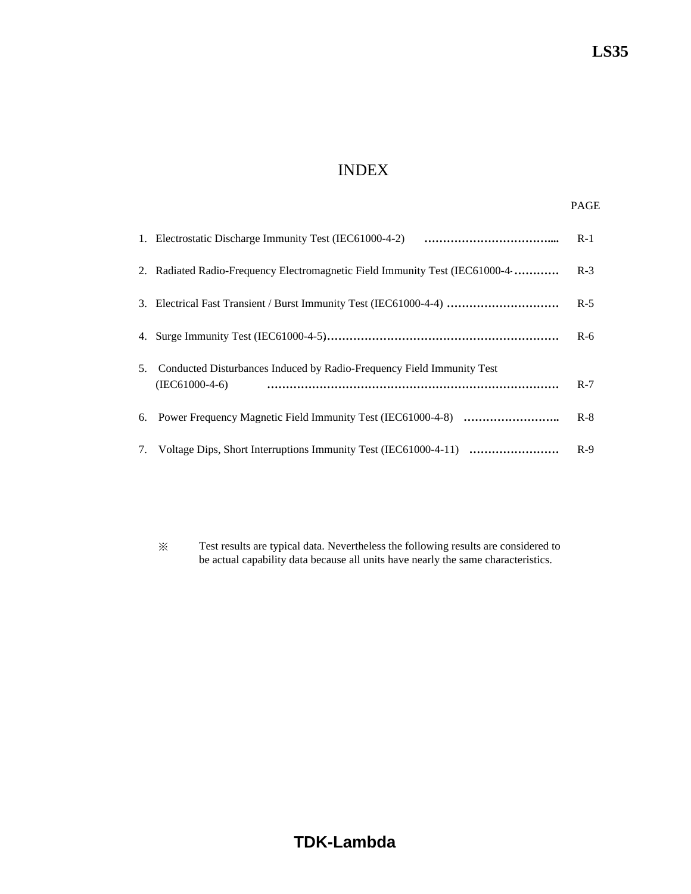# INDEX

| | PAGE |
|---|---|
| 1. Electrostatic Discharge Immunity Test (IEC61000-4-2) ……………………………..... | R-1 |
| 2. Radiated Radio-Frequency Electromagnetic Field Immunity Test (IEC61000-4-………… | R-3 |
| 3. Electrical Fast Transient / Burst Immunity Test (IEC61000-4-4) ………………………… | R-5 |
| 4. Surge Immunity Test (IEC61000-4-5)……………………………………………………… | R-6 |
| 5. Conducted Disturbances Induced by Radio-Frequency Field Immunity Test (IEC61000-4-6) ……………………………………………………………………… | R-7 |
| 6. Power Frequency Magnetic Field Immunity Test (IEC61000-4-8) …………………….. | R-8 |
| 7. Voltage Dips, Short Interruptions Immunity Test (IEC61000-4-11) …………………… | R-9 |

※ Test results are typical data. Nevertheless the following results are considered to be actual capability data because all units have nearly the same characteristics.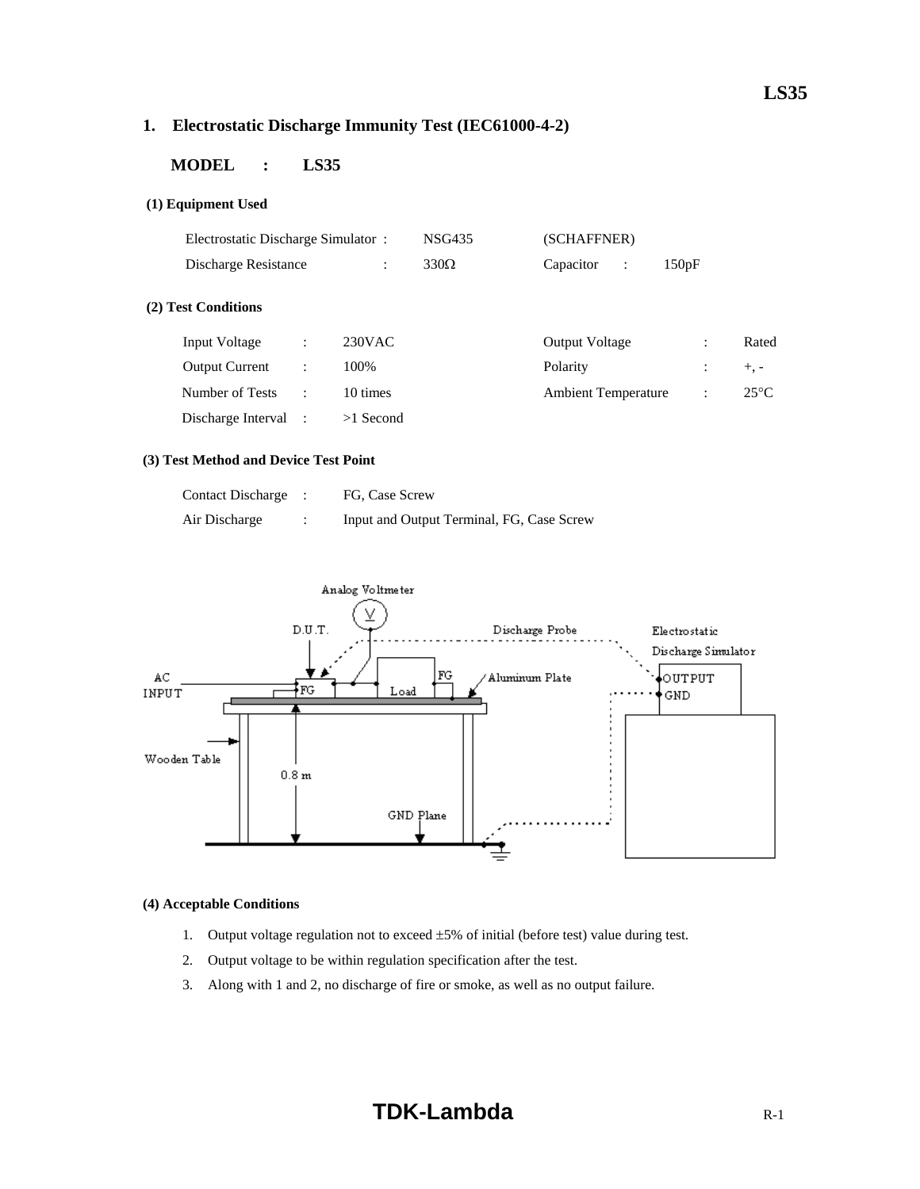## 1. Electrostatic Discharge Immunity Test (IEC61000-4-2)

**MODEL : LS35**

**(1) Equipment Used**

| | | | | |
|---|---|---|---|---|
| Electrostatic Discharge Simulator : | NSG435 | (SCHAFFNER) | | |
| Discharge Resistance : | 330Ω | Capacitor | : | 150pF |

**(2) Test Conditions**

| | | | | | |
|---|---|---|---|---|---|
| Input Voltage | : | 230VAC | Output Voltage | : | Rated |
| Output Current | : | 100% | Polarity | : | +, - |
| Number of Tests | : | 10 times | Ambient Temperature | : | 25°C |
| Discharge Interval | : | >1 Second | | | |

**(3) Test Method and Device Test Point**

| | | |
|---|---|---|
| Contact Discharge | : | FG, Case Screw |
| Air Discharge | : | Input and Output Terminal, FG, Case Screw |

**(4) Acceptable Conditions**

1. Output voltage regulation not to exceed ±5% of initial (before test) value during test.
2. Output voltage to be within regulation specification after the test.
3. Along with 1 and 2, no discharge of fire or smoke, as well as no output failure.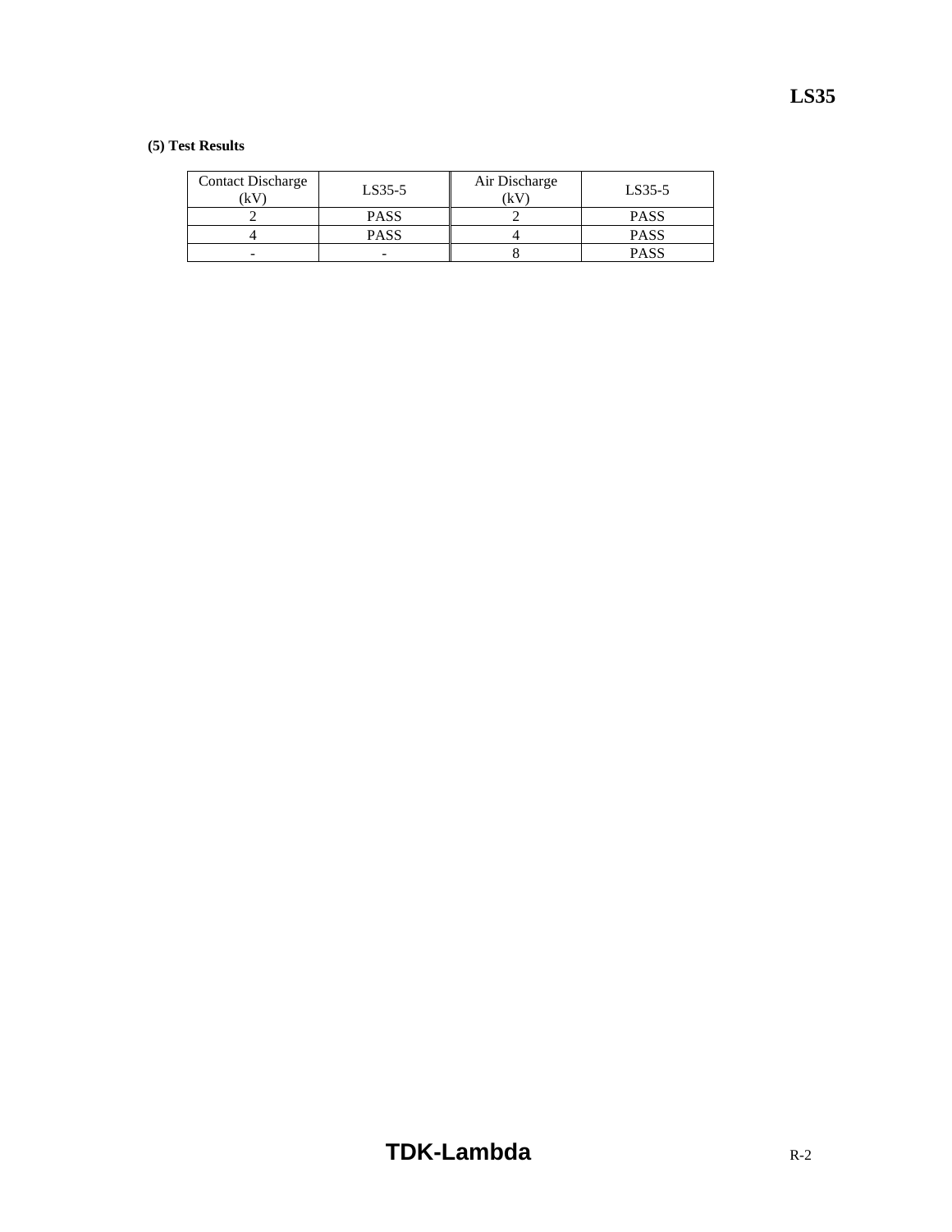**(5) Test Results**

| Contact Discharge (kV) | LS35-5 | Air Discharge (kV) | LS35-5 |
|---|---|---|---|
| 2 | PASS | 2 | PASS |
| 4 | PASS | 4 | PASS |
| - | - | 8 | PASS |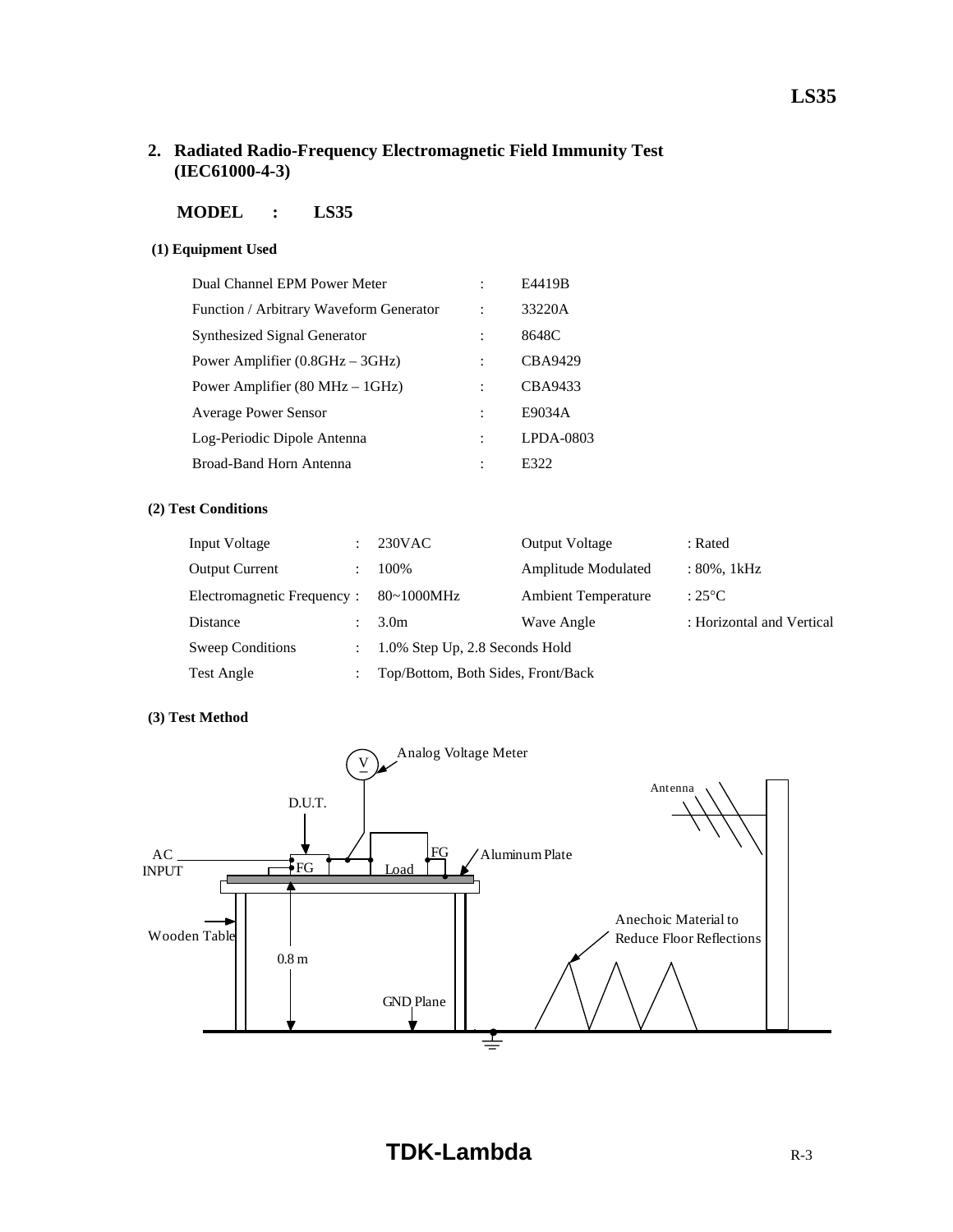## 2. Radiated Radio-Frequency Electromagnetic Field Immunity Test (IEC61000-4-3)

**MODEL : LS35**

**(1) Equipment Used**

| | | |
|---|---|---|
| Dual Channel EPM Power Meter | : | E4419B |
| Function / Arbitrary Waveform Generator | : | 33220A |
| Synthesized Signal Generator | : | 8648C |
| Power Amplifier (0.8GHz – 3GHz) | : | CBA9429 |
| Power Amplifier (80 MHz – 1GHz) | : | CBA9433 |
| Average Power Sensor | : | E9034A |
| Log-Periodic Dipole Antenna | : | LPDA-0803 |
| Broad-Band Horn Antenna | : | E322 |

**(2) Test Conditions**

| | | | | |
|---|---|---|---|---|
| Input Voltage | : | 230VAC | Output Voltage | : Rated |
| Output Current | : | 100% | Amplitude Modulated | : 80%, 1kHz |
| Electromagnetic Frequency | : | 80~1000MHz | Ambient Temperature | : 25°C |
| Distance | : | 3.0m | Wave Angle | : Horizontal and Vertical |
| Sweep Conditions | : | 1.0% Step Up, 2.8 Seconds Hold | | |
| Test Angle | : | Top/Bottom, Both Sides, Front/Back | | |

**(3) Test Method**

Analog Voltage Meter
D.U.T.
AC INPUT
FG
Load
FG
Aluminum Plate
Antenna
Wooden Table
0.8 m
GND Plane
Anechoic Material to Reduce Floor Reflections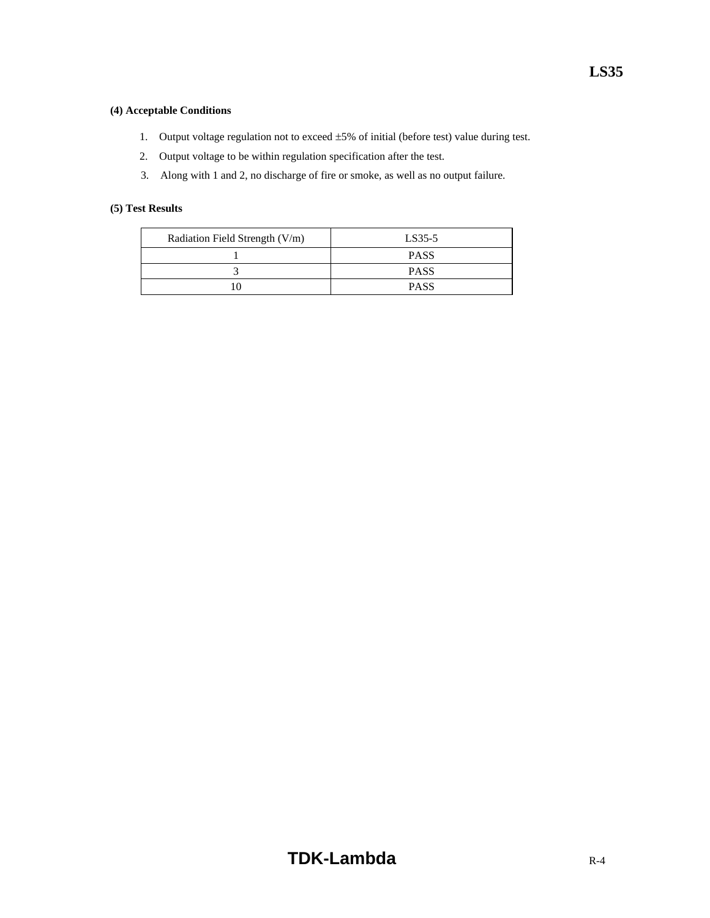**(4) Acceptable Conditions**

1. Output voltage regulation not to exceed ±5% of initial (before test) value during test.
2. Output voltage to be within regulation specification after the test.
3. Along with 1 and 2, no discharge of fire or smoke, as well as no output failure.

**(5) Test Results**

| Radiation Field Strength (V/m) | LS35-5 |
| --- | --- |
| 1 | PASS |
| 3 | PASS |
| 10 | PASS |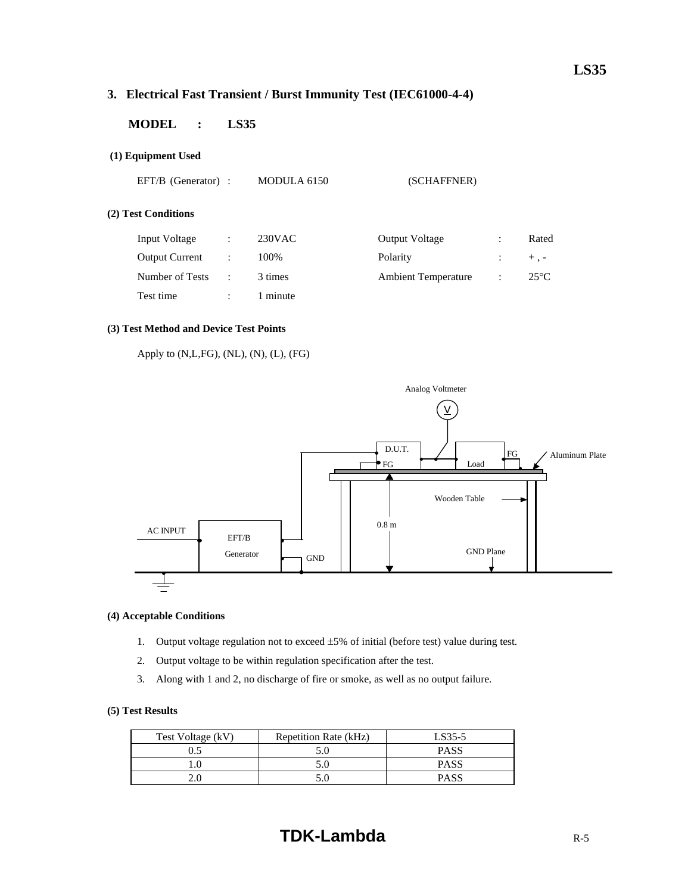## 3. Electrical Fast Transient / Burst Immunity Test (IEC61000-4-4)

**MODEL : LS35**

### (1) Equipment Used

EFT/B (Generator) : MODULA 6150 (SCHAFFNER)

### (2) Test Conditions

| | | | | | |
|---|---|---|---|---|---|
| Input Voltage | : | 230VAC | Output Voltage | : | Rated |
| Output Current | : | 100% | Polarity | : | + , - |
| Number of Tests | : | 3 times | Ambient Temperature | : | 25°C |
| Test time | : | 1 minute | | | |

### (3) Test Method and Device Test Points

Apply to (N,L,FG), (NL), (N), (L), (FG)

Analog Voltmeter
V
D.U.T.
FG
Load
FG
Aluminum Plate
Wooden Table
0.8 m
AC INPUT
EFT/B Generator
GND
GND Plane

### (4) Acceptable Conditions

1. Output voltage regulation not to exceed ±5% of initial (before test) value during test.
2. Output voltage to be within regulation specification after the test.
3. Along with 1 and 2, no discharge of fire or smoke, as well as no output failure.

### (5) Test Results

| Test Voltage (kV) | Repetition Rate (kHz) | LS35-5 |
|---|---|---|
| 0.5 | 5.0 | PASS |
| 1.0 | 5.0 | PASS |
| 2.0 | 5.0 | PASS |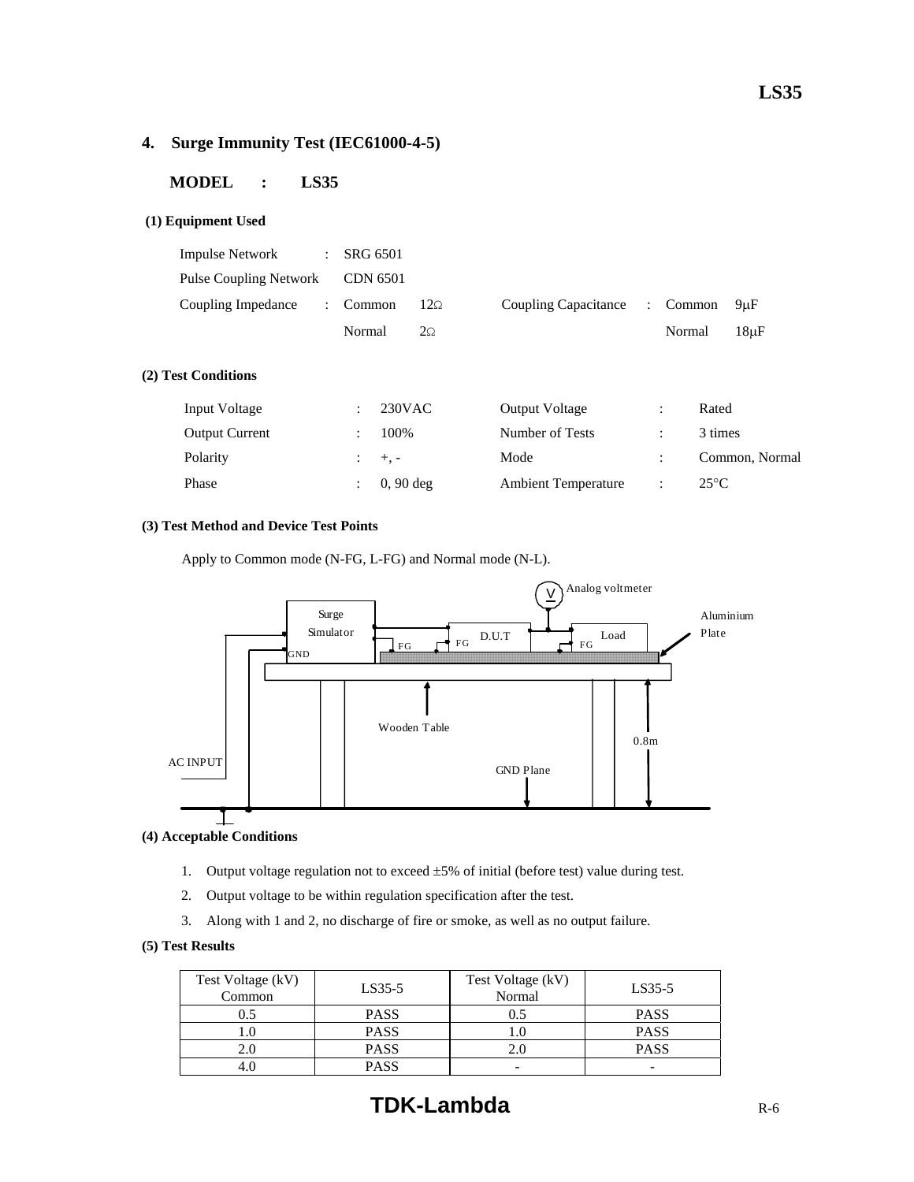## 4. Surge Immunity Test (IEC61000-4-5)

**MODEL : LS35**

**(1) Equipment Used**

| | | | | | | |
|---|---|---|---|---|---|---|
| Impulse Network | : | SRG 6501 | | | | |
| Pulse Coupling Network | | CDN 6501 | | | | |
| Coupling Impedance | : | Common 12Ω | Coupling Capacitance | : | Common | 9μF |
| | | Normal 2Ω | | | Normal | 18μF |

**(2) Test Conditions**

| | | | | | |
|---|---|---|---|---|---|
| Input Voltage | : | 230VAC | Output Voltage | : | Rated |
| Output Current | : | 100% | Number of Tests | : | 3 times |
| Polarity | : | +, - | Mode | : | Common, Normal |
| Phase | : | 0, 90 deg | Ambient Temperature | : | 25°C |

**(3) Test Method and Device Test Points**

Apply to Common mode (N-FG, L-FG) and Normal mode (N-L).

Surge Simulator, GND, FG, D.U.T, FG, Load, FG, Analog voltmeter, Aluminium Plate, Wooden Table, 0.8m, AC INPUT, GND Plane

**(4) Acceptable Conditions**

1. Output voltage regulation not to exceed ±5% of initial (before test) value during test.
2. Output voltage to be within regulation specification after the test.
3. Along with 1 and 2, no discharge of fire or smoke, as well as no output failure.

**(5) Test Results**

| Test Voltage (kV) Common | LS35-5 | Test Voltage (kV) Normal | LS35-5 |
|---|---|---|---|
| 0.5 | PASS | 0.5 | PASS |
| 1.0 | PASS | 1.0 | PASS |
| 2.0 | PASS | 2.0 | PASS |
| 4.0 | PASS | - | - |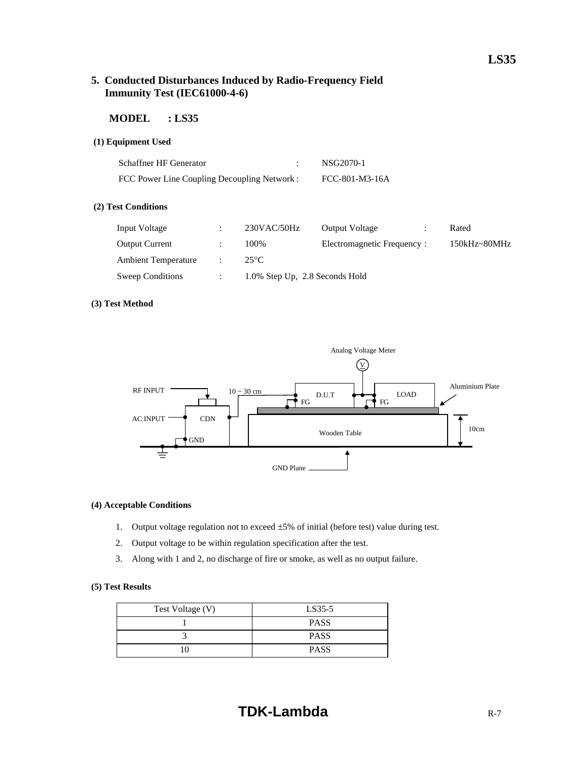## 5. Conducted Disturbances Induced by Radio-Frequency Field Immunity Test (IEC61000-4-6)

**MODEL : LS35**

**(1) Equipment Used**

| | | |
|---|---|---|
| Schaffner HF Generator | : | NSG2070-1 |
| FCC Power Line Coupling Decoupling Network | : | FCC-801-M3-16A |

**(2) Test Conditions**

| | | | | | |
|---|---|---|---|---|---|
| Input Voltage | : | 230VAC/50Hz | Output Voltage | : | Rated |
| Output Current | : | 100% | Electromagnetic Frequency | : | 150kHz~80MHz |
| Ambient Temperature | : | 25°C | | | |
| Sweep Conditions | : | 1.0% Step Up, 2.8 Seconds Hold | | | |

**(3) Test Method**

Analog Voltage Meter

V

RF INPUT

AC INPUT

CDN

GND

10 ~ 30 cm

D.U.T

FG

LOAD

FG

Aluminium Plate

Wooden Table

10cm

GND Plane

**(4) Acceptable Conditions**

1. Output voltage regulation not to exceed ±5% of initial (before test) value during test.
2. Output voltage to be within regulation specification after the test.
3. Along with 1 and 2, no discharge of fire or smoke, as well as no output failure.

**(5) Test Results**

| Test Voltage (V) | LS35-5 |
|---|---|
| 1 | PASS |
| 3 | PASS |
| 10 | PASS |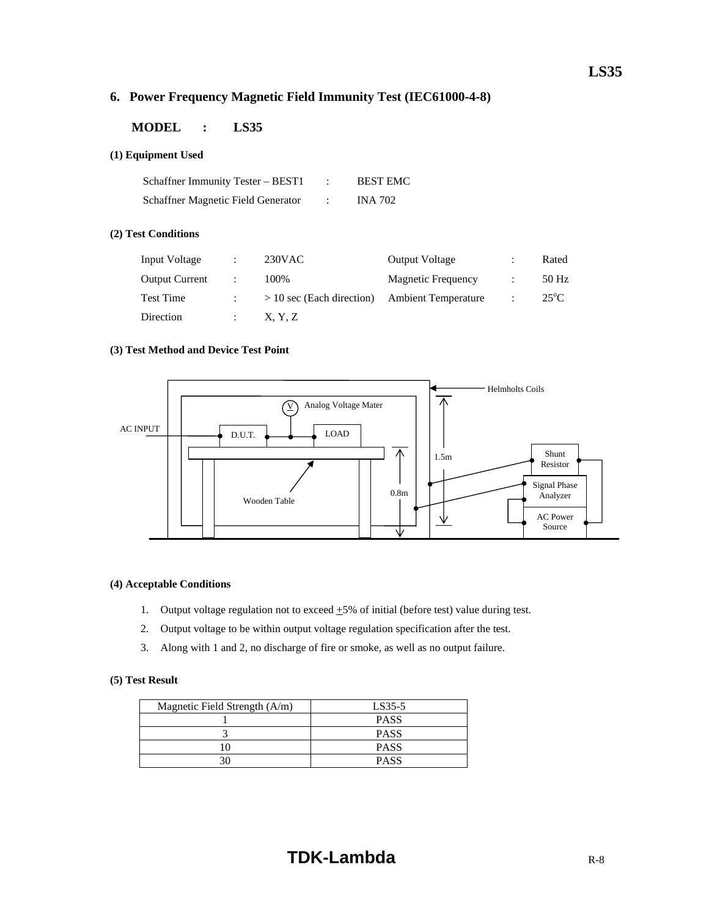## 6. Power Frequency Magnetic Field Immunity Test (IEC61000-4-8)

**MODEL : LS35**

**(1) Equipment Used**

| | | |
|---|---|---|
| Schaffner Immunity Tester – BEST1 | : | BEST EMC |
| Schaffner Magnetic Field Generator | : | INA 702 |

**(2) Test Conditions**

| | | | | | |
|---|---|---|---|---|---|
| Input Voltage | : | 230VAC | Output Voltage | : | Rated |
| Output Current | : | 100% | Magnetic Frequency | : | 50 Hz |
| Test Time | : | > 10 sec (Each direction) | Ambient Temperature | : | 25°C |
| Direction | : | X, Y, Z | | | |

**(3) Test Method and Device Test Point**

Helmholts Coils

Analog Voltage Mater

AC INPUT

D.U.T.

LOAD

Wooden Table

0.8m

1.5m

Shunt Resistor

Signal Phase Analyzer

AC Power Source

**(4) Acceptable Conditions**

1. Output voltage regulation not to exceed ±5% of initial (before test) value during test.
2. Output voltage to be within output voltage regulation specification after the test.
3. Along with 1 and 2, no discharge of fire or smoke, as well as no output failure.

**(5) Test Result**

| Magnetic Field Strength (A/m) | LS35-5 |
|---|---|
| 1 | PASS |
| 3 | PASS |
| 10 | PASS |
| 30 | PASS |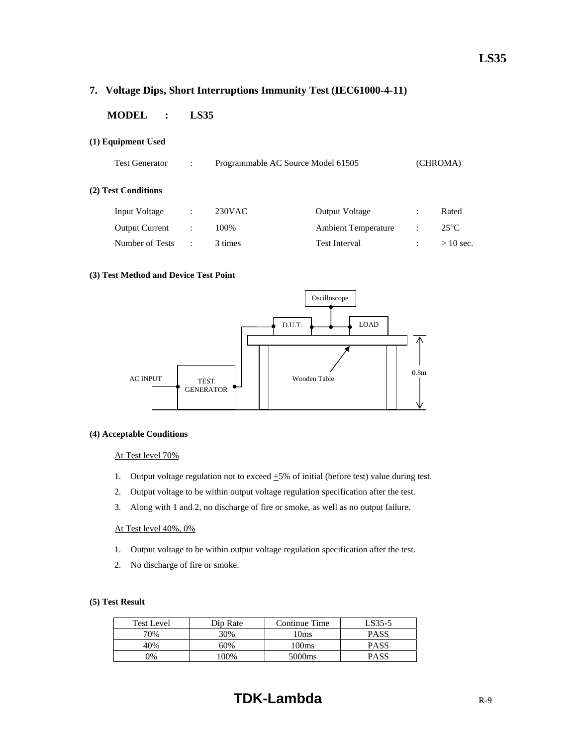## 7. Voltage Dips, Short Interruptions Immunity Test (IEC61000-4-11)

**MODEL : LS35**

**(1) Equipment Used**

Test Generator : Programmable AC Source Model 61505 (CHROMA)

**(2) Test Conditions**

| | | | |
|---|---|---|---|
| Input Voltage | : 230VAC | Output Voltage | : Rated |
| Output Current | : 100% | Ambient Temperature | : 25°C |
| Number of Tests | : 3 times | Test Interval | : > 10 sec. |

**(3) Test Method and Device Test Point**

Oscilloscope
D.U.T.
LOAD
AC INPUT
TEST GENERATOR
Wooden Table
0.8m

**(4) Acceptable Conditions**

At Test level 70%

1. Output voltage regulation not to exceed ±5% of initial (before test) value during test.
2. Output voltage to be within output voltage regulation specification after the test.
3. Along with 1 and 2, no discharge of fire or smoke, as well as no output failure.

At Test level 40%, 0%

1. Output voltage to be within output voltage regulation specification after the test.
2. No discharge of fire or smoke.

**(5) Test Result**

| Test Level | Dip Rate | Continue Time | LS35-5 |
|---|---|---|---|
| 70% | 30% | 10ms | PASS |
| 40% | 60% | 100ms | PASS |
| 0% | 100% | 5000ms | PASS |